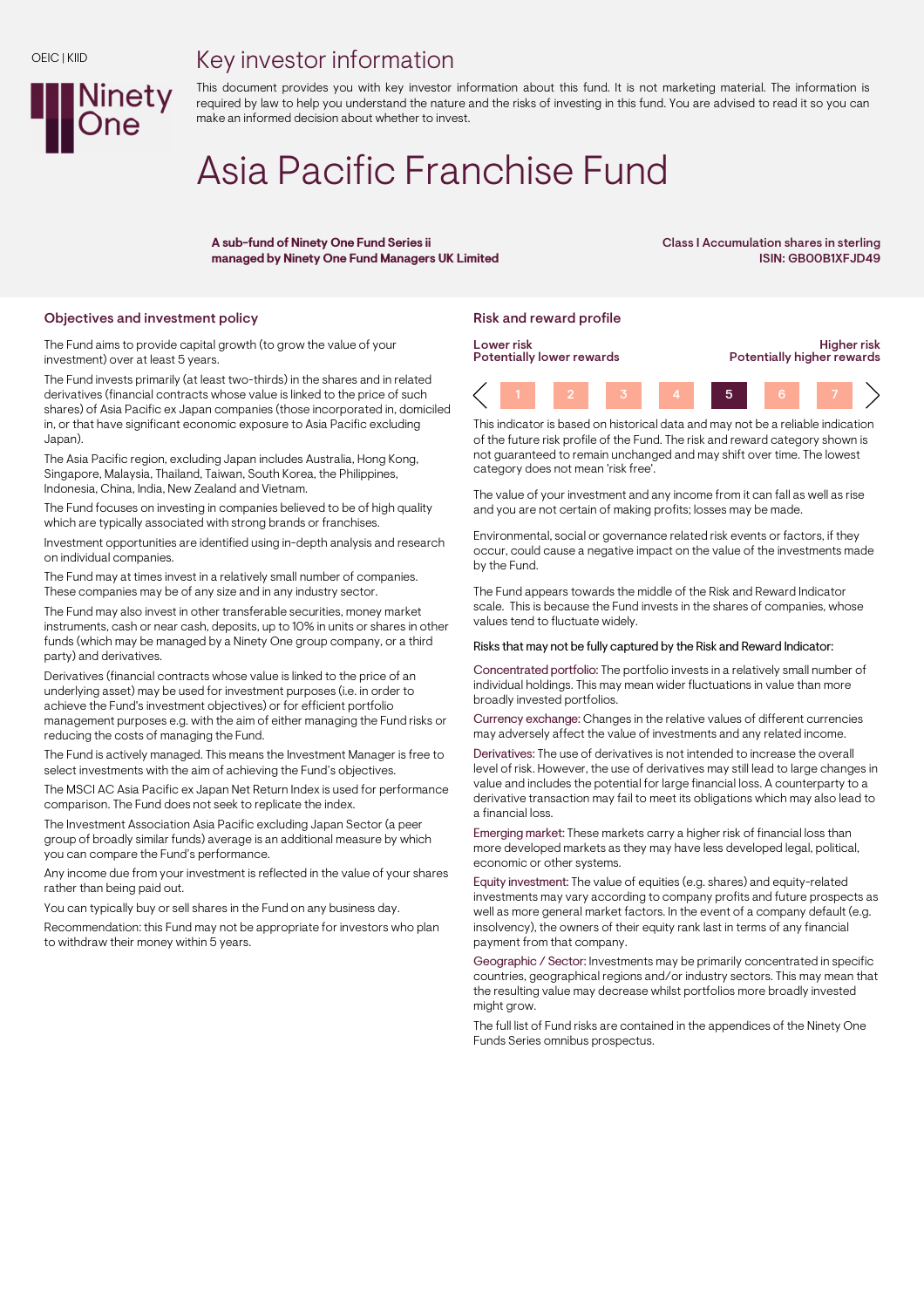OEIC | KIID

Ninety One

# Key investor information

This document provides you with key investor information about this fund. It is not marketing material. The information is required by law to help you understand the nature and the risks of investing in this fund. You are advised to read it so you can make an informed decision about whether to invest.

# Asia Pacific Franchise Fund

**A sub-fund of Ninety One Fund Series ii**
**managed by Ninety One Fund Managers UK Limited**

Class I Accumulation shares in sterling
ISIN: GB00B1XFJD49

## Objectives and investment policy

The Fund aims to provide capital growth (to grow the value of your investment) over at least 5 years.

The Fund invests primarily (at least two-thirds) in the shares and in related derivatives (financial contracts whose value is linked to the price of such shares) of Asia Pacific ex Japan companies (those incorporated in, domiciled in, or that have significant economic exposure to Asia Pacific excluding Japan).

The Asia Pacific region, excluding Japan includes Australia, Hong Kong, Singapore, Malaysia, Thailand, Taiwan, South Korea, the Philippines, Indonesia, China, India, New Zealand and Vietnam.

The Fund focuses on investing in companies believed to be of high quality which are typically associated with strong brands or franchises.

Investment opportunities are identified using in-depth analysis and research on individual companies.

The Fund may at times invest in a relatively small number of companies. These companies may be of any size and in any industry sector.

The Fund may also invest in other transferable securities, money market instruments, cash or near cash, deposits, up to 10% in units or shares in other funds (which may be managed by a Ninety One group company, or a third party) and derivatives.

Derivatives (financial contracts whose value is linked to the price of an underlying asset) may be used for investment purposes (i.e. in order to achieve the Fund's investment objectives) or for efficient portfolio management purposes e.g. with the aim of either managing the Fund risks or reducing the costs of managing the Fund.

The Fund is actively managed. This means the Investment Manager is free to select investments with the aim of achieving the Fund's objectives.

The MSCI AC Asia Pacific ex Japan Net Return Index is used for performance comparison. The Fund does not seek to replicate the index.

The Investment Association Asia Pacific excluding Japan Sector (a peer group of broadly similar funds) average is an additional measure by which you can compare the Fund's performance.

Any income due from your investment is reflected in the value of your shares rather than being paid out.

You can typically buy or sell shares in the Fund on any business day.

Recommendation: this Fund may not be appropriate for investors who plan to withdraw their money within 5 years.

## Risk and reward profile

| Lower risk<br>Potentially lower rewards | | | | | | Higher risk<br>Potentially higher rewards |
|---|---|---|---|---|---|---|
| 1 | 2 | 3 | 4 | **5** | 6 | 7 |

This indicator is based on historical data and may not be a reliable indication of the future risk profile of the Fund. The risk and reward category shown is not guaranteed to remain unchanged and may shift over time. The lowest category does not mean 'risk free'.

The value of your investment and any income from it can fall as well as rise and you are not certain of making profits; losses may be made.

Environmental, social or governance related risk events or factors, if they occur, could cause a negative impact on the value of the investments made by the Fund.

The Fund appears towards the middle of the Risk and Reward Indicator scale. This is because the Fund invests in the shares of companies, whose values tend to fluctuate widely.

Risks that may not be fully captured by the Risk and Reward Indicator:

Concentrated portfolio: The portfolio invests in a relatively small number of individual holdings. This may mean wider fluctuations in value than more broadly invested portfolios.

Currency exchange: Changes in the relative values of different currencies may adversely affect the value of investments and any related income.

Derivatives: The use of derivatives is not intended to increase the overall level of risk. However, the use of derivatives may still lead to large changes in value and includes the potential for large financial loss. A counterparty to a derivative transaction may fail to meet its obligations which may also lead to a financial loss.

Emerging market: These markets carry a higher risk of financial loss than more developed markets as they may have less developed legal, political, economic or other systems.

Equity investment: The value of equities (e.g. shares) and equity-related investments may vary according to company profits and future prospects as well as more general market factors. In the event of a company default (e.g. insolvency), the owners of their equity rank last in terms of any financial payment from that company.

Geographic / Sector: Investments may be primarily concentrated in specific countries, geographical regions and/or industry sectors. This may mean that the resulting value may decrease whilst portfolios more broadly invested might grow.

The full list of Fund risks are contained in the appendices of the Ninety One Funds Series omnibus prospectus.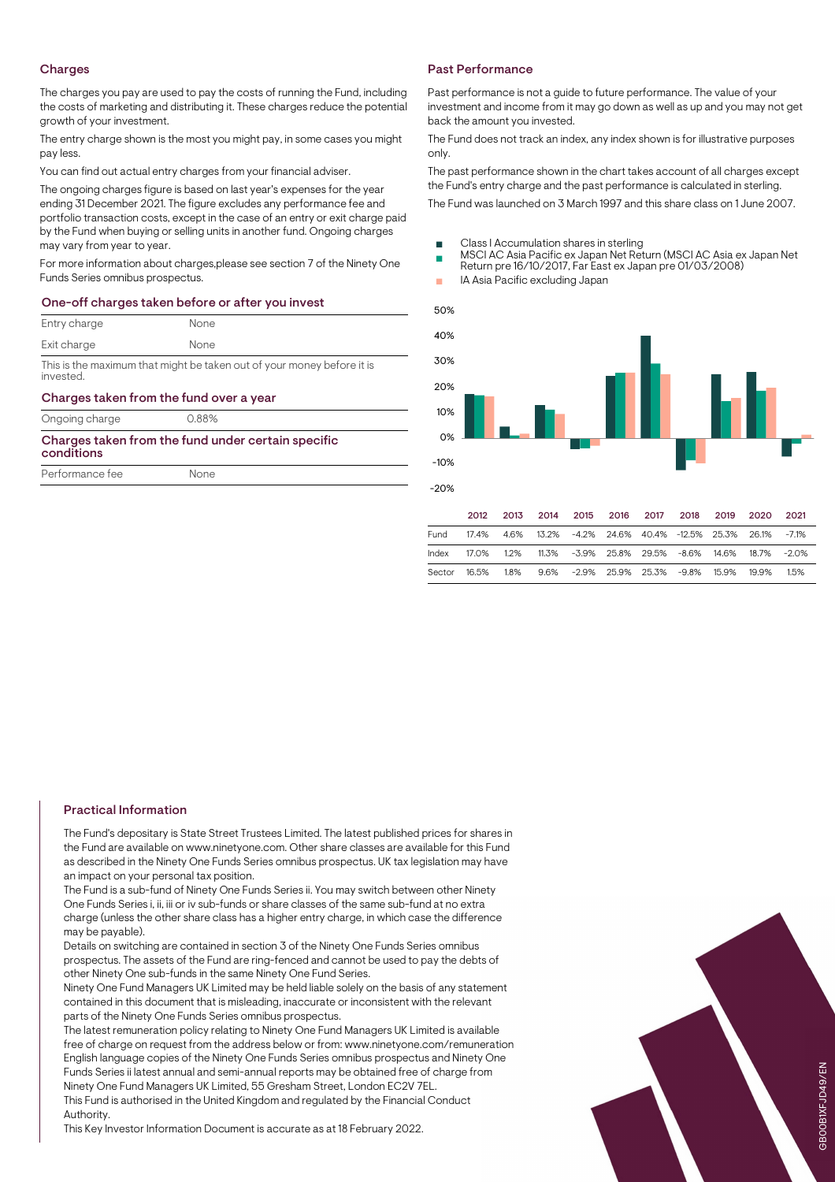## Charges

The charges you pay are used to pay the costs of running the Fund, including the costs of marketing and distributing it. These charges reduce the potential growth of your investment.

The entry charge shown is the most you might pay, in some cases you might pay less.

You can find out actual entry charges from your financial adviser.

The ongoing charges figure is based on last year's expenses for the year ending 31 December 2021. The figure excludes any performance fee and portfolio transaction costs, except in the case of an entry or exit charge paid by the Fund when buying or selling units in another fund. Ongoing charges may vary from year to year.

For more information about charges,please see section 7 of the Ninety One Funds Series omnibus prospectus.

### One-off charges taken before or after you invest

| | |
|---|---|
| Entry charge | None |
| Exit charge | None |

This is the maximum that might be taken out of your money before it is invested.

### Charges taken from the fund over a year

| | |
|---|---|
| Ongoing charge | 0.88% |

### Charges taken from the fund under certain specific conditions

| | |
|---|---|
| Performance fee | None |

## Past Performance

Past performance is not a guide to future performance. The value of your investment and income from it may go down as well as up and you may not get back the amount you invested.

The Fund does not track an index, any index shown is for illustrative purposes only.

The past performance shown in the chart takes account of all charges except the Fund's entry charge and the past performance is calculated in sterling.

The Fund was launched on 3 March 1997 and this share class on 1 June 2007.

- Class I Accumulation shares in sterling
- MSCI AC Asia Pacific ex Japan Net Return (MSCI AC Asia ex Japan Net Return pre 16/10/2017, Far East ex Japan pre 01/03/2008)
- IA Asia Pacific excluding Japan

50%
40%
30%
20%
10%
0%
-10%
-20%

| | 2012 | 2013 | 2014 | 2015 | 2016 | 2017 | 2018 | 2019 | 2020 | 2021 |
|---|---|---|---|---|---|---|---|---|---|---|
| Fund | 17.4% | 4.6% | 13.2% | -4.2% | 24.6% | 40.4% | -12.5% | 25.3% | 26.1% | -7.1% |
| Index | 17.0% | 1.2% | 11.3% | -3.9% | 25.8% | 29.5% | -8.6% | 14.6% | 18.7% | -2.0% |
| Sector | 16.5% | 1.8% | 9.6% | -2.9% | 25.9% | 25.3% | -9.8% | 15.9% | 19.9% | 1.5% |

## Practical Information

The Fund's depositary is State Street Trustees Limited. The latest published prices for shares in the Fund are available on www.ninetyone.com. Other share classes are available for this Fund as described in the Ninety One Funds Series omnibus prospectus. UK tax legislation may have an impact on your personal tax position.

The Fund is a sub-fund of Ninety One Funds Series ii. You may switch between other Ninety One Funds Series i, ii, iii or iv sub-funds or share classes of the same sub-fund at no extra charge (unless the other share class has a higher entry charge, in which case the difference may be payable).

Details on switching are contained in section 3 of the Ninety One Funds Series omnibus prospectus. The assets of the Fund are ring-fenced and cannot be used to pay the debts of other Ninety One sub-funds in the same Ninety One Fund Series.

Ninety One Fund Managers UK Limited may be held liable solely on the basis of any statement contained in this document that is misleading, inaccurate or inconsistent with the relevant parts of the Ninety One Funds Series omnibus prospectus.

The latest remuneration policy relating to Ninety One Fund Managers UK Limited is available free of charge on request from the address below or from: www.ninetyone.com/remuneration English language copies of the Ninety One Funds Series omnibus prospectus and Ninety One Funds Series ii latest annual and semi-annual reports may be obtained free of charge from Ninety One Fund Managers UK Limited, 55 Gresham Street, London EC2V 7EL.

This Fund is authorised in the United Kingdom and regulated by the Financial Conduct Authority.

This Key Investor Information Document is accurate as at 18 February 2022.